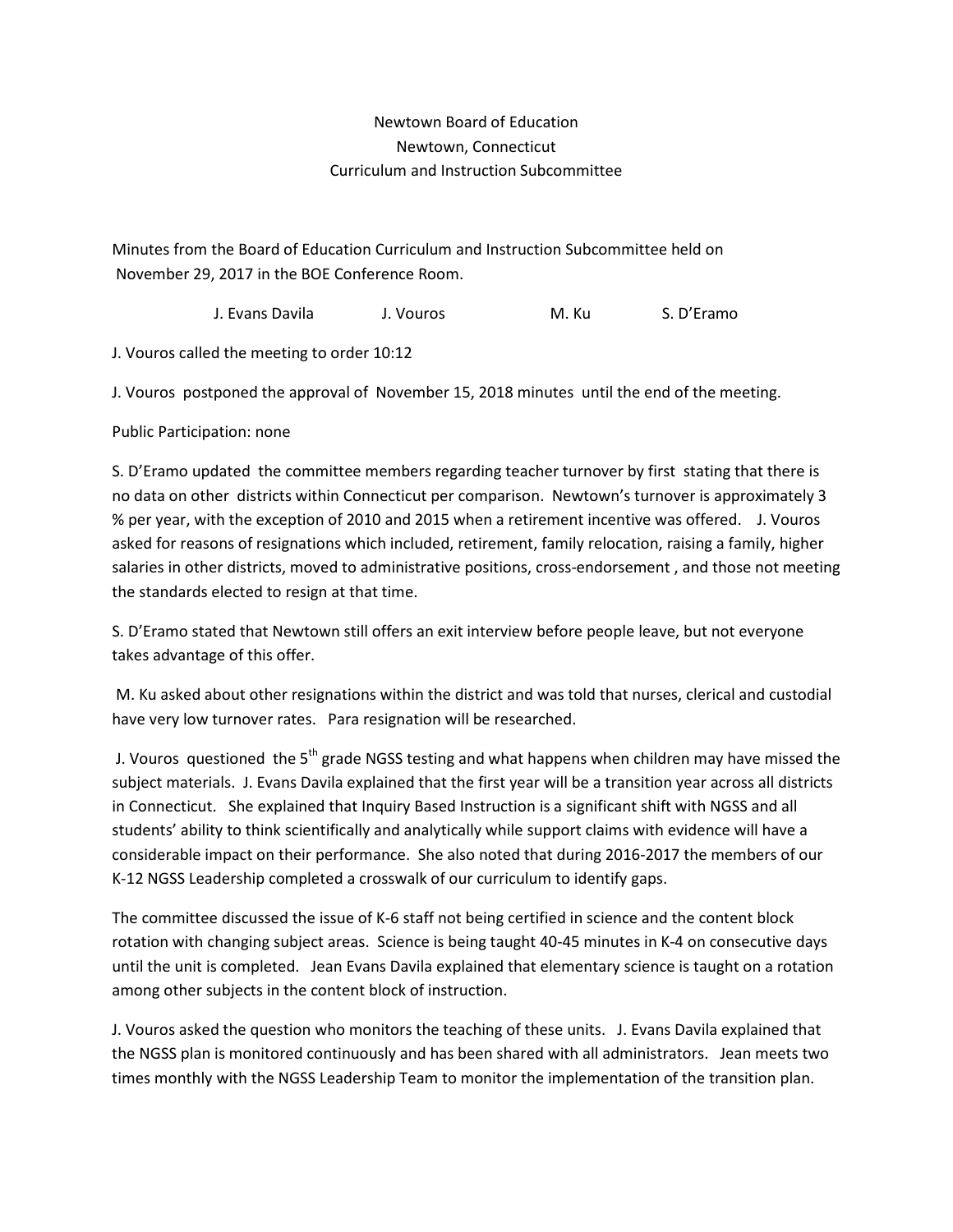Newtown Board of Education

Newtown, Connecticut

Curriculum and Instruction Subcommittee

Minutes from the Board of Education Curriculum and Instruction Subcommittee held on November 29, 2017 in the BOE Conference Room.

J. Evans Davila J. Vouros M. Ku S. D'Eramo

J. Vouros called the meeting to order 10:12

J. Vouros postponed the approval of November 15, 2018 minutes until the end of the meeting.

Public Participation: none

S. D'Eramo updated the committee members regarding teacher turnover by first stating that there is no data on other districts within Connecticut per comparison. Newtown's turnover is approximately 3 % per year, with the exception of 2010 and 2015 when a retirement incentive was offered. J. Vouros asked for reasons of resignations which included, retirement, family relocation, raising a family, higher salaries in other districts, moved to administrative positions, cross-endorsement , and those not meeting the standards elected to resign at that time.

S. D'Eramo stated that Newtown still offers an exit interview before people leave, but not everyone takes advantage of this offer.

M. Ku asked about other resignations within the district and was told that nurses, clerical and custodial have very low turnover rates. Para resignation will be researched.

J. Vouros questioned the 5th grade NGSS testing and what happens when children may have missed the subject materials. J. Evans Davila explained that the first year will be a transition year across all districts in Connecticut. She explained that Inquiry Based Instruction is a significant shift with NGSS and all students' ability to think scientifically and analytically while support claims with evidence will have a considerable impact on their performance. She also noted that during 2016-2017 the members of our K-12 NGSS Leadership completed a crosswalk of our curriculum to identify gaps.

The committee discussed the issue of K-6 staff not being certified in science and the content block rotation with changing subject areas. Science is being taught 40-45 minutes in K-4 on consecutive days until the unit is completed. Jean Evans Davila explained that elementary science is taught on a rotation among other subjects in the content block of instruction.

J. Vouros asked the question who monitors the teaching of these units. J. Evans Davila explained that the NGSS plan is monitored continuously and has been shared with all administrators. Jean meets two times monthly with the NGSS Leadership Team to monitor the implementation of the transition plan.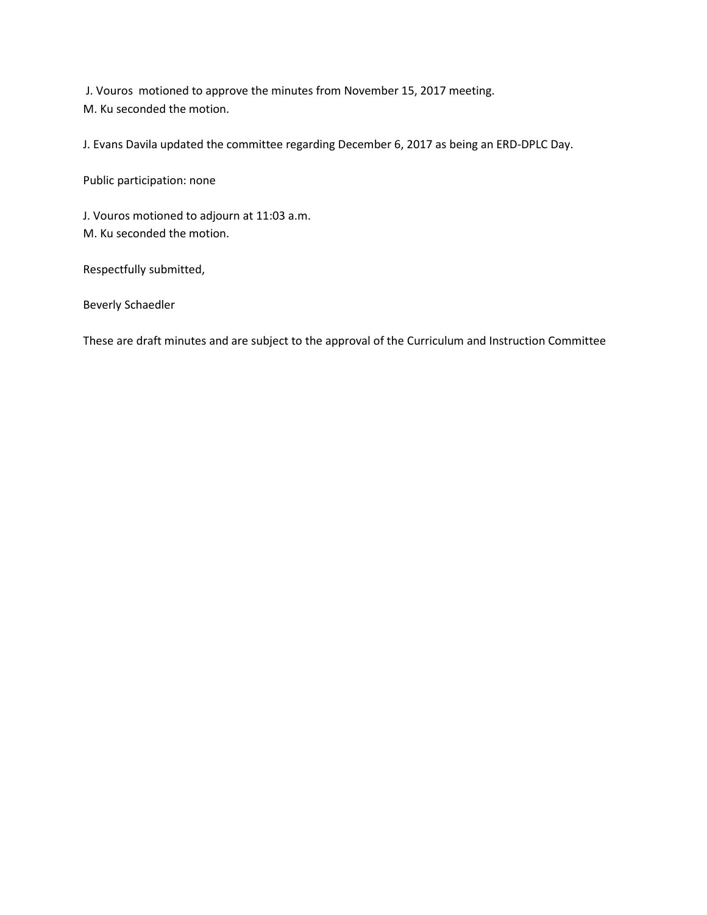J. Vouros motioned to approve the minutes from November 15, 2017 meeting.
M. Ku seconded the motion.

J. Evans Davila updated the committee regarding December 6, 2017 as being an ERD-DPLC Day.

Public participation: none

J. Vouros motioned to adjourn at 11:03 a.m.
M. Ku seconded the motion.

Respectfully submitted,

Beverly Schaedler

These are draft minutes and are subject to the approval of the Curriculum and Instruction Committee